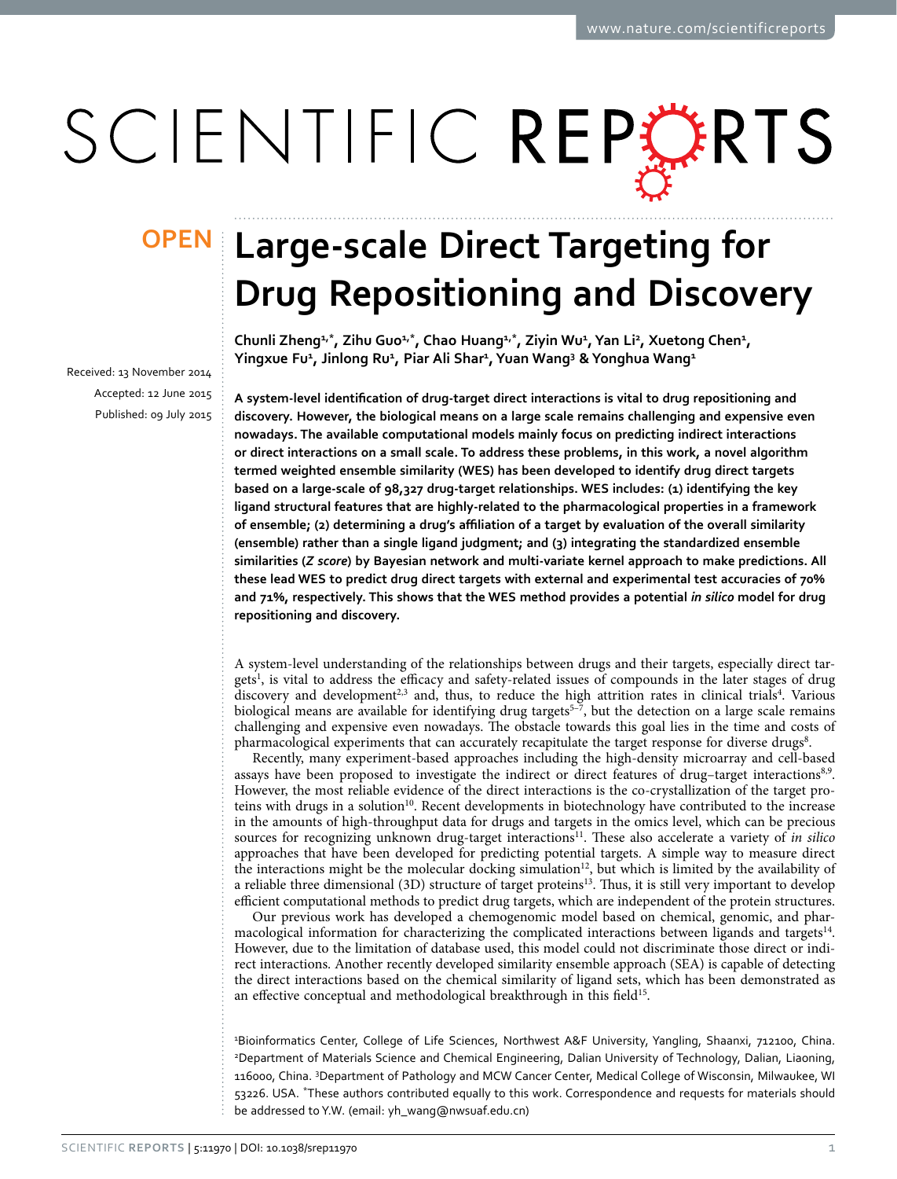# Large-scale Direct Targeting for Drug Repositioning and Discovery

Chunli Zheng[1,*], Zihu Guo[1,*], Chao Huang[1,*], Ziyin Wu[1], Yan Li[2], Xuetong Chen[1], Yingxue Fu[1], Jinlong Ru[1], Piar Ali Shar[1], Yuan Wang[3] & Yonghua Wang[1]

Received: 13 November 2014
Accepted: 12 June 2015
Published: 09 July 2015

**A system-level identification of drug-target direct interactions is vital to drug repositioning and discovery. However, the biological means on a large scale remains challenging and expensive even nowadays. The available computational models mainly focus on predicting indirect interactions or direct interactions on a small scale. To address these problems, in this work, a novel algorithm termed weighted ensemble similarity (WES) has been developed to identify drug direct targets based on a large-scale of 98,327 drug-target relationships. WES includes: (1) identifying the key ligand structural features that are highly-related to the pharmacological properties in a framework of ensemble; (2) determining a drug's affiliation of a target by evaluation of the overall similarity (ensemble) rather than a single ligand judgment; and (3) integrating the standardized ensemble similarities (*Z score*) by Bayesian network and multi-variate kernel approach to make predictions. All these lead WES to predict drug direct targets with external and experimental test accuracies of 70% and 71%, respectively. This shows that the WES method provides a potential *in silico* model for drug repositioning and discovery.**

A system-level understanding of the relationships between drugs and their targets, especially direct targets[1], is vital to address the efficacy and safety-related issues of compounds in the later stages of drug discovery and development[2,3] and, thus, to reduce the high attrition rates in clinical trials[4]. Various biological means are available for identifying drug targets[5–7], but the detection on a large scale remains challenging and expensive even nowadays. The obstacle towards this goal lies in the time and costs of pharmacological experiments that can accurately recapitulate the target response for diverse drugs[8].

Recently, many experiment-based approaches including the high-density microarray and cell-based assays have been proposed to investigate the indirect or direct features of drug–target interactions[8,9]. However, the most reliable evidence of the direct interactions is the co-crystallization of the target proteins with drugs in a solution[10]. Recent developments in biotechnology have contributed to the increase in the amounts of high-throughput data for drugs and targets in the omics level, which can be precious sources for recognizing unknown drug-target interactions[11]. These also accelerate a variety of *in silico* approaches that have been developed for predicting potential targets. A simple way to measure direct the interactions might be the molecular docking simulation[12], but which is limited by the availability of a reliable three dimensional (3D) structure of target proteins[13]. Thus, it is still very important to develop efficient computational methods to predict drug targets, which are independent of the protein structures.

Our previous work has developed a chemogenomic model based on chemical, genomic, and pharmacological information for characterizing the complicated interactions between ligands and targets[14]. However, due to the limitation of database used, this model could not discriminate those direct or indirect interactions. Another recently developed similarity ensemble approach (SEA) is capable of detecting the direct interactions based on the chemical similarity of ligand sets, which has been demonstrated as an effective conceptual and methodological breakthrough in this field[15].

[1]Bioinformatics Center, College of Life Sciences, Northwest A&F University, Yangling, Shaanxi, 712100, China. [2]Department of Materials Science and Chemical Engineering, Dalian University of Technology, Dalian, Liaoning, 116000, China. [3]Department of Pathology and MCW Cancer Center, Medical College of Wisconsin, Milwaukee, WI 53226. USA. [*]These authors contributed equally to this work. Correspondence and requests for materials should be addressed to Y.W. (email: yh_wang@nwsuaf.edu.cn)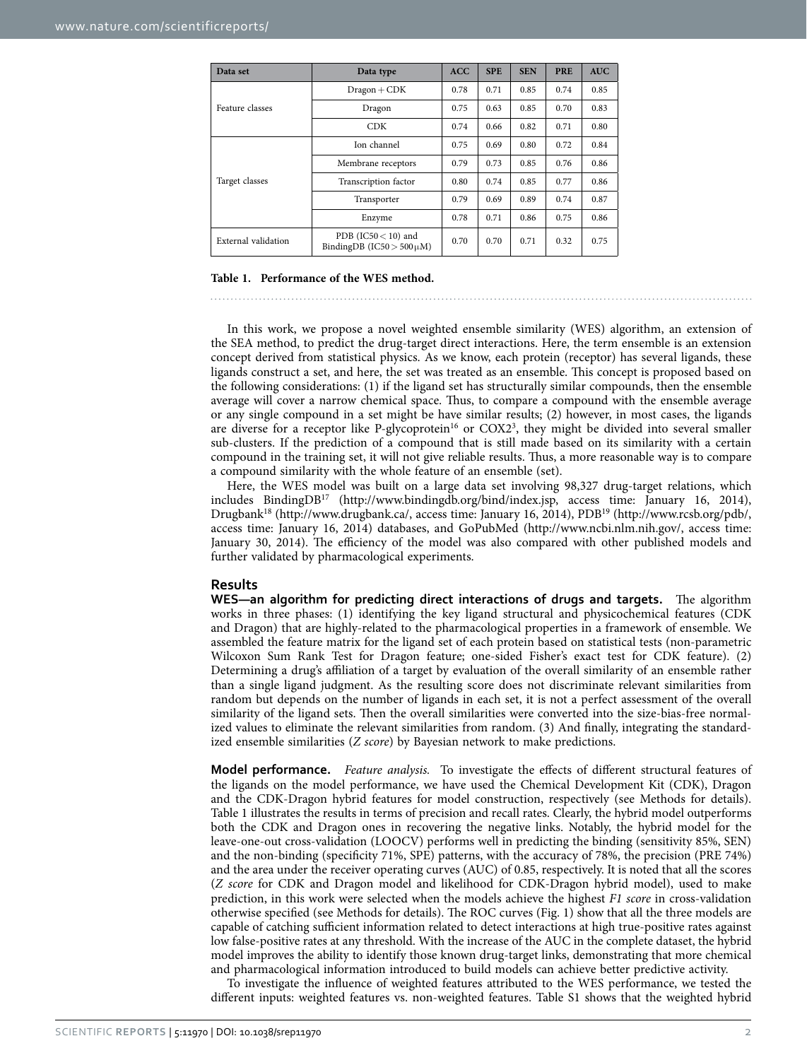| Data set | Data type | ACC | SPE | SEN | PRE | AUC |
|---|---|---|---|---|---|---|
| Feature classes | Dragon + CDK | 0.78 | 0.71 | 0.85 | 0.74 | 0.85 |
| | Dragon | 0.75 | 0.63 | 0.85 | 0.70 | 0.83 |
| | CDK | 0.74 | 0.66 | 0.82 | 0.71 | 0.80 |
| Target classes | Ion channel | 0.75 | 0.69 | 0.80 | 0.72 | 0.84 |
| | Membrane receptors | 0.79 | 0.73 | 0.85 | 0.76 | 0.86 |
| | Transcription factor | 0.80 | 0.74 | 0.85 | 0.77 | 0.86 |
| | Transporter | 0.79 | 0.69 | 0.89 | 0.74 | 0.87 |
| | Enzyme | 0.78 | 0.71 | 0.86 | 0.75 | 0.86 |
| External validation | PDB (IC50 < 10) and BindingDB (IC50 > 500 μM) | 0.70 | 0.70 | 0.71 | 0.32 | 0.75 |

**Table 1. Performance of the WES method.**

In this work, we propose a novel weighted ensemble similarity (WES) algorithm, an extension of the SEA method, to predict the drug-target direct interactions. Here, the term ensemble is an extension concept derived from statistical physics. As we know, each protein (receptor) has several ligands, these ligands construct a set, and here, the set was treated as an ensemble. This concept is proposed based on the following considerations: (1) if the ligand set has structurally similar compounds, then the ensemble average will cover a narrow chemical space. Thus, to compare a compound with the ensemble average or any single compound in a set might be have similar results; (2) however, in most cases, the ligands are diverse for a receptor like P-glycoprotein[16] or COX2[3], they might be divided into several smaller sub-clusters. If the prediction of a compound that is still made based on its similarity with a certain compound in the training set, it will not give reliable results. Thus, a more reasonable way is to compare a compound similarity with the whole feature of an ensemble (set).

Here, the WES model was built on a large data set involving 98,327 drug-target relations, which includes BindingDB[17] (http://www.bindingdb.org/bind/index.jsp, access time: January 16, 2014), Drugbank[18] (http://www.drugbank.ca/, access time: January 16, 2014), PDB[19] (http://www.rcsb.org/pdb/, access time: January 16, 2014) databases, and GoPubMed (http://www.ncbi.nlm.nih.gov/, access time: January 30, 2014). The efficiency of the model was also compared with other published models and further validated by pharmacological experiments.

## Results

**WES—an algorithm for predicting direct interactions of drugs and targets.** The algorithm works in three phases: (1) identifying the key ligand structural and physicochemical features (CDK and Dragon) that are highly-related to the pharmacological properties in a framework of ensemble. We assembled the feature matrix for the ligand set of each protein based on statistical tests (non-parametric Wilcoxon Sum Rank Test for Dragon feature; one-sided Fisher's exact test for CDK feature). (2) Determining a drug's affiliation of a target by evaluation of the overall similarity of an ensemble rather than a single ligand judgment. As the resulting score does not discriminate relevant similarities from random but depends on the number of ligands in each set, it is not a perfect assessment of the overall similarity of the ligand sets. Then the overall similarities were converted into the size-bias-free normalized values to eliminate the relevant similarities from random. (3) And finally, integrating the standardized ensemble similarities (*Z score*) by Bayesian network to make predictions.

**Model performance.** *Feature analysis.* To investigate the effects of different structural features of the ligands on the model performance, we have used the Chemical Development Kit (CDK), Dragon and the CDK-Dragon hybrid features for model construction, respectively (see Methods for details). Table 1 illustrates the results in terms of precision and recall rates. Clearly, the hybrid model outperforms both the CDK and Dragon ones in recovering the negative links. Notably, the hybrid model for the leave-one-out cross-validation (LOOCV) performs well in predicting the binding (sensitivity 85%, SEN) and the non-binding (specificity 71%, SPE) patterns, with the accuracy of 78%, the precision (PRE 74%) and the area under the receiver operating curves (AUC) of 0.85, respectively. It is noted that all the scores (*Z score* for CDK and Dragon model and likelihood for CDK-Dragon hybrid model), used to make prediction, in this work were selected when the models achieve the highest *F1 score* in cross-validation otherwise specified (see Methods for details). The ROC curves (Fig. 1) show that all the three models are capable of catching sufficient information related to detect interactions at high true-positive rates against low false-positive rates at any threshold. With the increase of the AUC in the complete dataset, the hybrid model improves the ability to identify those known drug-target links, demonstrating that more chemical and pharmacological information introduced to build models can achieve better predictive activity.

To investigate the influence of weighted features attributed to the WES performance, we tested the different inputs: weighted features vs. non-weighted features. Table S1 shows that the weighted hybrid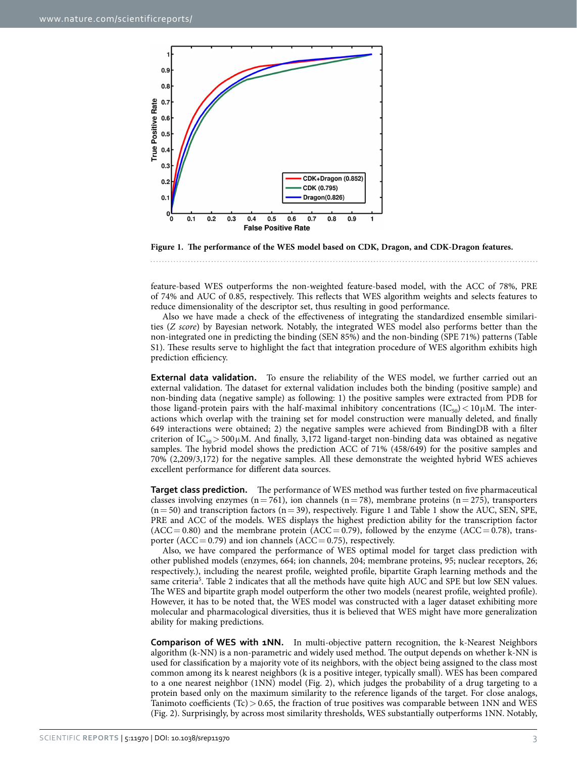Figure 1. The performance of the WES model based on CDK, Dragon, and CDK-Dragon features.

feature-based WES outperforms the non-weighted feature-based model, with the ACC of 78%, PRE of 74% and AUC of 0.85, respectively. This reflects that WES algorithm weights and selects features to reduce dimensionality of the descriptor set, thus resulting in good performance.

Also we have made a check of the effectiveness of integrating the standardized ensemble similarities (*Z score*) by Bayesian network. Notably, the integrated WES model also performs better than the non-integrated one in predicting the binding (SEN 85%) and the non-binding (SPE 71%) patterns (Table S1). These results serve to highlight the fact that integration procedure of WES algorithm exhibits high prediction efficiency.

**External data validation.** To ensure the reliability of the WES model, we further carried out an external validation. The dataset for external validation includes both the binding (positive sample) and non-binding data (negative sample) as following: 1) the positive samples were extracted from PDB for those ligand-protein pairs with the half-maximal inhibitory concentrations ($IC_{50}$) < 10 μM. The interactions which overlap with the training set for model construction were manually deleted, and finally 649 interactions were obtained; 2) the negative samples were achieved from BindingDB with a filter criterion of $IC_{50}$ > 500 μM. And finally, 3,172 ligand-target non-binding data was obtained as negative samples. The hybrid model shows the prediction ACC of 71% (458/649) for the positive samples and 70% (2,209/3,172) for the negative samples. All these demonstrate the weighted hybrid WES achieves excellent performance for different data sources.

**Target class prediction.** The performance of WES method was further tested on five pharmaceutical classes involving enzymes (n = 761), ion channels (n = 78), membrane proteins (n = 275), transporters (n = 50) and transcription factors (n = 39), respectively. Figure 1 and Table 1 show the AUC, SEN, SPE, PRE and ACC of the models. WES displays the highest prediction ability for the transcription factor (ACC = 0.80) and the membrane protein (ACC = 0.79), followed by the enzyme (ACC = 0.78), transporter (ACC = 0.79) and ion channels (ACC = 0.75), respectively.

Also, we have compared the performance of WES optimal model for target class prediction with other published models (enzymes, 664; ion channels, 204; membrane proteins, 95; nuclear receptors, 26; respectively.), including the nearest profile, weighted profile, bipartite Graph learning methods and the same criteria[5]. Table 2 indicates that all the methods have quite high AUC and SPE but low SEN values. The WES and bipartite graph model outperform the other two models (nearest profile, weighted profile). However, it has to be noted that, the WES model was constructed with a lager dataset exhibiting more molecular and pharmacological diversities, thus it is believed that WES might have more generalization ability for making predictions.

**Comparison of WES with 1NN.** In multi-objective pattern recognition, the k-Nearest Neighbors algorithm (k-NN) is a non-parametric and widely used method. The output depends on whether k-NN is used for classification by a majority vote of its neighbors, with the object being assigned to the class most common among its k nearest neighbors (k is a positive integer, typically small). WES has been compared to a one nearest neighbor (1NN) model (Fig. 2), which judges the probability of a drug targeting to a protein based only on the maximum similarity to the reference ligands of the target. For close analogs, Tanimoto coefficients (Tc) > 0.65, the fraction of true positives was comparable between 1NN and WES (Fig. 2). Surprisingly, by across most similarity thresholds, WES substantially outperforms 1NN. Notably,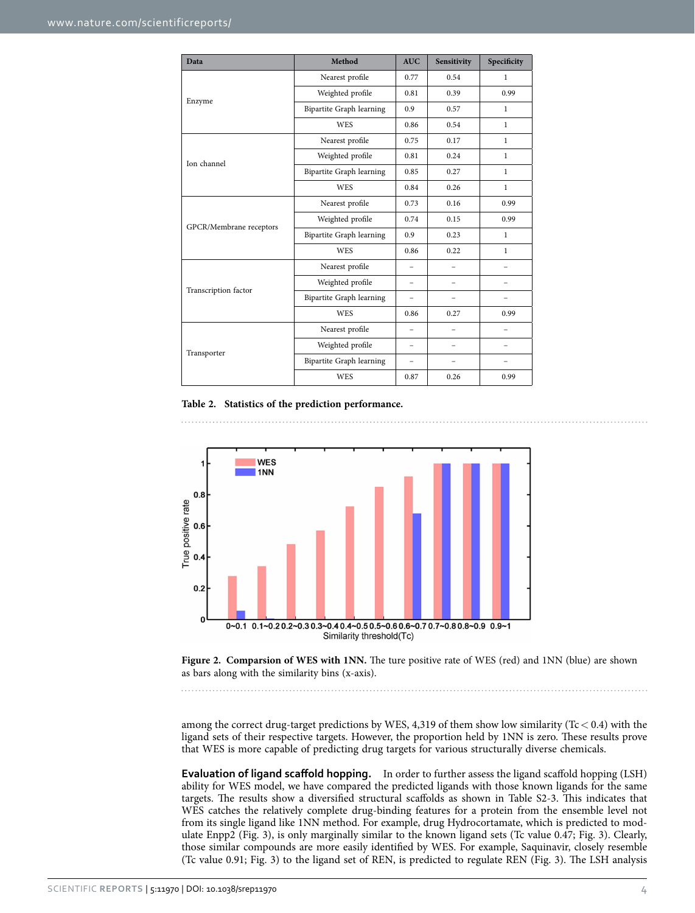| Data | Method | AUC | Sensitivity | Specificity |
|---|---|---|---|---|
| Enzyme | Nearest profile | 0.77 | 0.54 | 1 |
| | Weighted profile | 0.81 | 0.39 | 0.99 |
| | Bipartite Graph learning | 0.9 | 0.57 | 1 |
| | WES | 0.86 | 0.54 | 1 |
| Ion channel | Nearest profile | 0.75 | 0.17 | 1 |
| | Weighted profile | 0.81 | 0.24 | 1 |
| | Bipartite Graph learning | 0.85 | 0.27 | 1 |
| | WES | 0.84 | 0.26 | 1 |
| GPCR/Membrane receptors | Nearest profile | 0.73 | 0.16 | 0.99 |
| | Weighted profile | 0.74 | 0.15 | 0.99 |
| | Bipartite Graph learning | 0.9 | 0.23 | 1 |
| | WES | 0.86 | 0.22 | 1 |
| Transcription factor | Nearest profile | – | – | – |
| | Weighted profile | – | – | – |
| | Bipartite Graph learning | – | – | – |
| | WES | 0.86 | 0.27 | 0.99 |
| Transporter | Nearest profile | – | – | – |
| | Weighted profile | – | – | – |
| | Bipartite Graph learning | – | – | – |
| | WES | 0.87 | 0.26 | 0.99 |

**Table 2. Statistics of the prediction performance.**

**Figure 2. Comparsion of WES with 1NN.** The ture positive rate of WES (red) and 1NN (blue) are shown as bars along with the similarity bins (x-axis).

among the correct drug-target predictions by WES, 4,319 of them show low similarity ($Tc < 0.4$) with the ligand sets of their respective targets. However, the proportion held by 1NN is zero. These results prove that WES is more capable of predicting drug targets for various structurally diverse chemicals.

**Evaluation of ligand scaffold hopping.** In order to further assess the ligand scaffold hopping (LSH) ability for WES model, we have compared the predicted ligands with those known ligands for the same targets. The results show a diversified structural scaffolds as shown in Table S2-3. This indicates that WES catches the relatively complete drug-binding features for a protein from the ensemble level not from its single ligand like 1NN method. For example, drug Hydrocortamate, which is predicted to modulate Enpp2 (Fig. 3), is only marginally similar to the known ligand sets (Tc value 0.47; Fig. 3). Clearly, those similar compounds are more easily identified by WES. For example, Saquinavir, closely resemble (Tc value 0.91; Fig. 3) to the ligand set of REN, is predicted to regulate REN (Fig. 3). The LSH analysis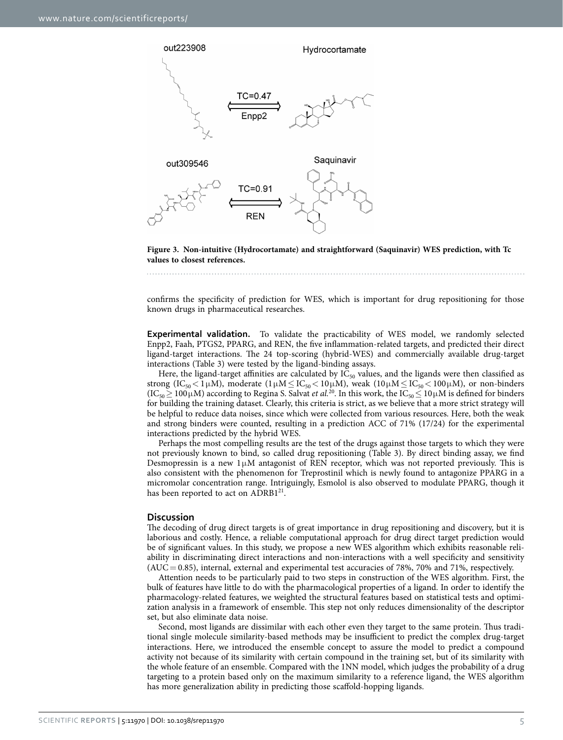**Figure 3. Non-intuitive (Hydrocortamate) and straightforward (Saquinavir) WES prediction, with Tc values to closest references.**

confirms the specificity of prediction for WES, which is important for drug repositioning for those known drugs in pharmaceutical researches.

**Experimental validation.** To validate the practicability of WES model, we randomly selected Enpp2, Faah, PTGS2, PPARG, and REN, the five inflammation-related targets, and predicted their direct ligand-target interactions. The 24 top-scoring (hybrid-WES) and commercially available drug-target interactions (Table 3) were tested by the ligand-binding assays.

Here, the ligand-target affinities are calculated by $IC_{50}$ values, and the ligands were then classified as strong ($IC_{50} < 1\,\mu M$), moderate ($1\,\mu M \le IC_{50} < 10\,\mu M$), weak ($10\,\mu M \le IC_{50} < 100\,\mu M$), or non-binders ($IC_{50} \ge 100\,\mu M$) according to Regina S. Salvat *et al.*[20]. In this work, the $IC_{50} \le 10\,\mu M$ is defined for binders for building the training dataset. Clearly, this criteria is strict, as we believe that a more strict strategy will be helpful to reduce data noises, since which were collected from various resources. Here, both the weak and strong binders were counted, resulting in a prediction ACC of 71% (17/24) for the experimental interactions predicted by the hybrid WES.

Perhaps the most compelling results are the test of the drugs against those targets to which they were not previously known to bind, so called drug repositioning (Table 3). By direct binding assay, we find Desmopressin is a new $1\,\mu M$ antagonist of REN receptor, which was not reported previously. This is also consistent with the phenomenon for Treprostinil which is newly found to antagonize PPARG in a micromolar concentration range. Intriguingly, Esmolol is also observed to modulate PPARG, though it has been reported to act on ADRB1[21].

## Discussion

The decoding of drug direct targets is of great importance in drug repositioning and discovery, but it is laborious and costly. Hence, a reliable computational approach for drug direct target prediction would be of significant values. In this study, we propose a new WES algorithm which exhibits reasonable reliability in discriminating direct interactions and non-interactions with a well specificity and sensitivity (AUC = 0.85), internal, external and experimental test accuracies of 78%, 70% and 71%, respectively.

Attention needs to be particularly paid to two steps in construction of the WES algorithm. First, the bulk of features have little to do with the pharmacological properties of a ligand. In order to identify the pharmacology-related features, we weighted the structural features based on statistical tests and optimization analysis in a framework of ensemble. This step not only reduces dimensionality of the descriptor set, but also eliminate data noise.

Second, most ligands are dissimilar with each other even they target to the same protein. Thus traditional single molecule similarity-based methods may be insufficient to predict the complex drug-target interactions. Here, we introduced the ensemble concept to assure the model to predict a compound activity not because of its similarity with certain compound in the training set, but of its similarity with the whole feature of an ensemble. Compared with the 1NN model, which judges the probability of a drug targeting to a protein based only on the maximum similarity to a reference ligand, the WES algorithm has more generalization ability in predicting those scaffold-hopping ligands.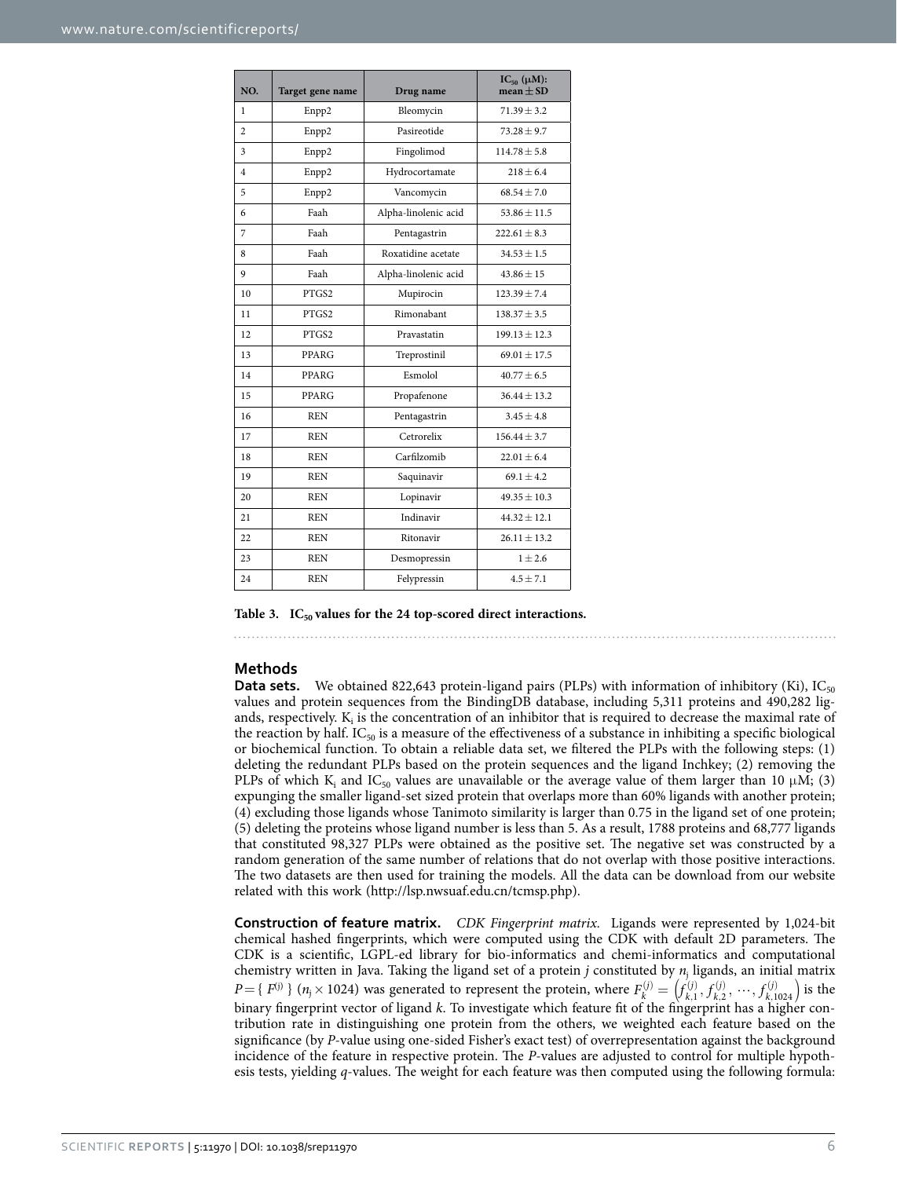| NO. | Target gene name | Drug name | $IC_{50}$ (μM): mean ± SD |
|---|---|---|---|
| 1 | Enpp2 | Bleomycin | 71.39 ± 3.2 |
| 2 | Enpp2 | Pasireotide | 73.28 ± 9.7 |
| 3 | Enpp2 | Fingolimod | 114.78 ± 5.8 |
| 4 | Enpp2 | Hydrocortamate | 218 ± 6.4 |
| 5 | Enpp2 | Vancomycin | 68.54 ± 7.0 |
| 6 | Faah | Alpha-linolenic acid | 53.86 ± 11.5 |
| 7 | Faah | Pentagastrin | 222.61 ± 8.3 |
| 8 | Faah | Roxatidine acetate | 34.53 ± 1.5 |
| 9 | Faah | Alpha-linolenic acid | 43.86 ± 15 |
| 10 | PTGS2 | Mupirocin | 123.39 ± 7.4 |
| 11 | PTGS2 | Rimonabant | 138.37 ± 3.5 |
| 12 | PTGS2 | Pravastatin | 199.13 ± 12.3 |
| 13 | PPARG | Treprostinil | 69.01 ± 17.5 |
| 14 | PPARG | Esmolol | 40.77 ± 6.5 |
| 15 | PPARG | Propafenone | 36.44 ± 13.2 |
| 16 | REN | Pentagastrin | 3.45 ± 4.8 |
| 17 | REN | Cetrorelix | 156.44 ± 3.7 |
| 18 | REN | Carfilzomib | 22.01 ± 6.4 |
| 19 | REN | Saquinavir | 69.1 ± 4.2 |
| 20 | REN | Lopinavir | 49.35 ± 10.3 |
| 21 | REN | Indinavir | 44.32 ± 12.1 |
| 22 | REN | Ritonavir | 26.11 ± 13.2 |
| 23 | REN | Desmopressin | 1 ± 2.6 |
| 24 | REN | Felypressin | 4.5 ± 7.1 |

**Table 3. $IC_{50}$ values for the 24 top-scored direct interactions.**

## Methods

**Data sets.** We obtained 822,643 protein-ligand pairs (PLPs) with information of inhibitory (Ki), $IC_{50}$ values and protein sequences from the BindingDB database, including 5,311 proteins and 490,282 ligands, respectively. $K_i$ is the concentration of an inhibitor that is required to decrease the maximal rate of the reaction by half. $IC_{50}$ is a measure of the effectiveness of a substance in inhibiting a specific biological or biochemical function. To obtain a reliable data set, we filtered the PLPs with the following steps: (1) deleting the redundant PLPs based on the protein sequences and the ligand Inchkey; (2) removing the PLPs of which $K_i$ and $IC_{50}$ values are unavailable or the average value of them larger than 10 μM; (3) expunging the smaller ligand-set sized protein that overlaps more than 60% ligands with another protein; (4) excluding those ligands whose Tanimoto similarity is larger than 0.75 in the ligand set of one protein; (5) deleting the proteins whose ligand number is less than 5. As a result, 1788 proteins and 68,777 ligands that constituted 98,327 PLPs were obtained as the positive set. The negative set was constructed by a random generation of the same number of relations that do not overlap with those positive interactions. The two datasets are then used for training the models. All the data can be download from our website related with this work (http://lsp.nwsuaf.edu.cn/tcmsp.php).

**Construction of feature matrix.** *CDK Fingerprint matrix.* Ligands were represented by 1,024-bit chemical hashed fingerprints, which were computed using the CDK with default 2D parameters. The CDK is a scientific, LGPL-ed library for bio-informatics and chemi-informatics and computational chemistry written in Java. Taking the ligand set of a protein $j$ constituted by $n_j$ ligands, an initial matrix $P = \{ F^{(j)} \}$ ($n_j \times 1024$) was generated to represent the protein, where $F_k^{(j)} = \left(f_{k,1}^{(j)}, f_{k,2}^{(j)}, \cdots, f_{k,1024}^{(j)}\right)$ is the binary fingerprint vector of ligand $k$. To investigate which feature fit of the fingerprint has a higher contribution rate in distinguishing one protein from the others, we weighted each feature based on the significance (by $P$-value using one-sided Fisher's exact test) of overrepresentation against the background incidence of the feature in respective protein. The $P$-values are adjusted to control for multiple hypothesis tests, yielding $q$-values. The weight for each feature was then computed using the following formula: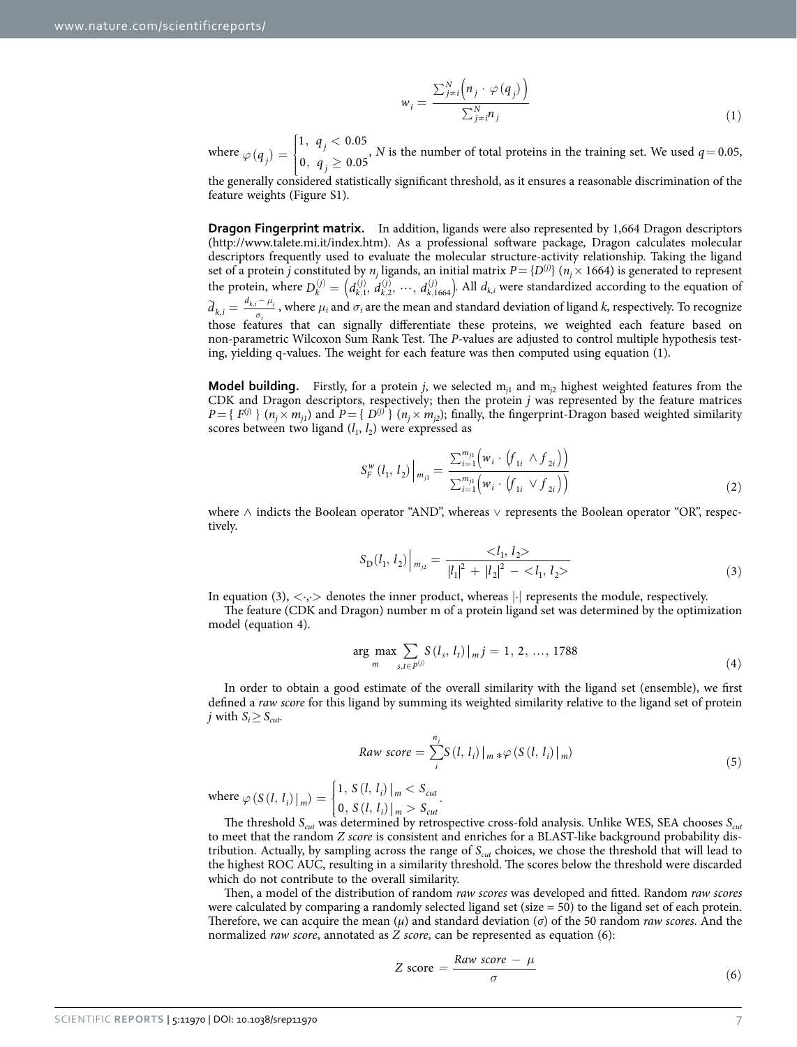$$w_i = \frac{\sum_{j \neq i}^{N} \left( n_j \cdot \varphi(q_j) \right)}{\sum_{j \neq i}^{N} n_j} \tag{1}$$

where $\varphi(q_j) = \begin{cases} 1, & q_j < 0.05 \\ 0, & q_j \geq 0.05 \end{cases}$, $N$ is the number of total proteins in the training set. We used $q = 0.05$, the generally considered statistically significant threshold, as it ensures a reasonable discrimination of the feature weights (Figure S1).

**Dragon Fingerprint matrix.** In addition, ligands were also represented by 1,664 Dragon descriptors (http://www.talete.mi.it/index.htm). As a professional software package, Dragon calculates molecular descriptors frequently used to evaluate the molecular structure-activity relationship. Taking the ligand set of a protein $j$ constituted by $n_j$ ligands, an initial matrix $P = \{D^{(j)}\}$ ($n_j \times 1664$) is generated to represent the protein, where $D_k^{(j)} = \left(d_{k,1}^{(j)}, d_{k,2}^{(j)}, \cdots, d_{k,1664}^{(j)}\right)$. All $d_{k,i}$ were standardized according to the equation of $\widetilde{d}_{k,i} = \frac{d_{k,i} - \mu_i}{\sigma_i}$, where $\mu_i$ and $\sigma_i$ are the mean and standard deviation of ligand $k$, respectively. To recognize those features that can signally differentiate these proteins, we weighted each feature based on non-parametric Wilcoxon Sum Rank Test. The $P$-values are adjusted to control multiple hypothesis testing, yielding q-values. The weight for each feature was then computed using equation (1).

**Model building.** Firstly, for a protein $j$, we selected $m_{j1}$ and $m_{j2}$ highest weighted features from the CDK and Dragon descriptors, respectively; then the protein $j$ was represented by the feature matrices $P = \{F^{(j)}\}$ ($n_j \times m_{j1}$) and $P = \{D^{(j)}\}$ ($n_j \times m_{j2}$); finally, the fingerprint-Dragon based weighted similarity scores between two ligand ($l_1$, $l_2$) were expressed as

$$S_F^w(l_1, l_2)\Big|_{m_{j1}} = \frac{\sum_{i=1}^{m_{j1}} \left( w_i \cdot \left( f_{1i} \wedge f_{2i} \right) \right)}{\sum_{i=1}^{m_{j1}} \left( w_i \cdot \left( f_{1i} \vee f_{2i} \right) \right)} \tag{2}$$

where $\wedge$ indicts the Boolean operator "AND", whereas $\vee$ represents the Boolean operator "OR", respectively.

$$S_D(l_1, l_2)\Big|_{m_{j2}} = \frac{<l_1, l_2>}{|l_1|^2 + |l_2|^2 - <l_1, l_2>} \tag{3}$$

In equation (3), $<\cdot,\cdot>$ denotes the inner product, whereas $|\cdot|$ represents the module, respectively.

The feature (CDK and Dragon) number m of a protein ligand set was determined by the optimization model (equation 4).

$$\arg \max_{m} \sum_{s,t \in P^{(j)}} S(l_s, l_t)\big|_m j = 1, 2, \ldots, 1788 \tag{4}$$

In order to obtain a good estimate of the overall similarity with the ligand set (ensemble), we first defined a *raw score* for this ligand by summing its weighted similarity relative to the ligand set of protein $j$ with $S_i \geq S_{cut}$.

$$Raw\ score = \sum_{i}^{n_j} S(l, l_i)\big|_m * \varphi(S(l, l_i)\big|_m) \tag{5}$$

where $\varphi(S(l, l_i)\big|_m) = \begin{cases} 1, & S(l, l_i)\big|_m < S_{cut} \\ 0, & S(l, l_i)\big|_m > S_{cut} \end{cases}$.

The threshold $S_{cut}$ was determined by retrospective cross-fold analysis. Unlike WES, SEA chooses $S_{cut}$ to meet that the random *Z score* is consistent and enriches for a BLAST-like background probability distribution. Actually, by sampling across the range of $S_{cut}$ choices, we chose the threshold that will lead to the highest ROC AUC, resulting in a similarity threshold. The scores below the threshold were discarded which do not contribute to the overall similarity.

Then, a model of the distribution of random *raw scores* was developed and fitted. Random *raw scores* were calculated by comparing a randomly selected ligand set (size = 50) to the ligand set of each protein. Therefore, we can acquire the mean ($\mu$) and standard deviation ($\sigma$) of the 50 random *raw scores*. And the normalized *raw score*, annotated as *Z score*, can be represented as equation (6):

$$Z\ \text{score} = \frac{Raw\ score - \mu}{\sigma} \tag{6}$$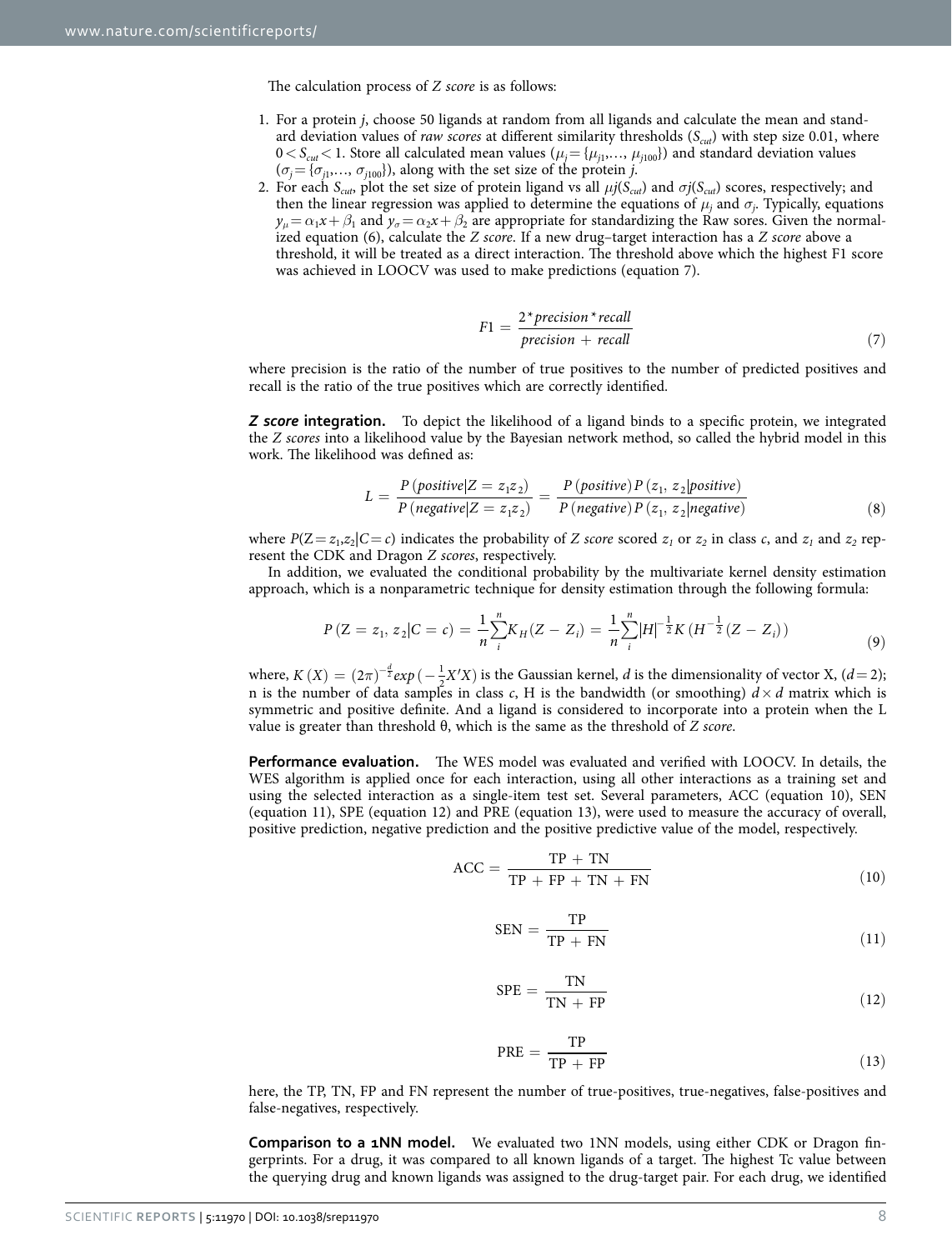The calculation process of *Z score* is as follows:

1. For a protein *j*, choose 50 ligands at random from all ligands and calculate the mean and standard deviation values of *raw scores* at different similarity thresholds ($S_{cut}$) with step size 0.01, where $0 < S_{cut} < 1$. Store all calculated mean values ($\mu_j = \{\mu_{j1}, \ldots, \mu_{j100}\}$) and standard deviation values ($\sigma_j = \{\sigma_{j1}, \ldots, \sigma_{j100}\}$), along with the set size of the protein *j*.
2. For each $S_{cut}$, plot the set size of protein ligand vs all $\mu j(S_{cut})$ and $\sigma j(S_{cut})$ scores, respectively; and then the linear regression was applied to determine the equations of $\mu_j$ and $\sigma_j$. Typically, equations $y_\mu = \alpha_1 x + \beta_1$ and $y_\sigma = \alpha_2 x + \beta_2$ are appropriate for standardizing the Raw sores. Given the normalized equation (6), calculate the *Z score*. If a new drug–target interaction has a *Z score* above a threshold, it will be treated as a direct interaction. The threshold above which the highest F1 score was achieved in LOOCV was used to make predictions (equation 7).

$$F1 = \frac{2 * precision * recall}{precision + recall} \tag{7}$$

where precision is the ratio of the number of true positives to the number of predicted positives and recall is the ratio of the true positives which are correctly identified.

***Z score* integration.** To depict the likelihood of a ligand binds to a specific protein, we integrated the *Z scores* into a likelihood value by the Bayesian network method, so called the hybrid model in this work. The likelihood was defined as:

$$L = \frac{P(positive|Z = z_1 z_2)}{P(negative|Z = z_1 z_2)} = \frac{P(positive)P(z_1, z_2|positive)}{P(negative)P(z_1, z_2|negative)} \tag{8}$$

where $P(Z = z_1, z_2|C = c)$ indicates the probability of *Z score* scored $z_1$ or $z_2$ in class *c*, and $z_1$ and $z_2$ represent the CDK and Dragon *Z scores*, respectively.

In addition, we evaluated the conditional probability by the multivariate kernel density estimation approach, which is a nonparametric technique for density estimation through the following formula:

$$P(Z = z_1, z_2|C = c) = \frac{1}{n}\sum_i^n K_H(Z - Z_i) = \frac{1}{n}\sum_i^n |H|^{-\frac{1}{2}} K(H^{-\frac{1}{2}}(Z - Z_i)) \tag{9}$$

where, $K(X) = (2\pi)^{-\frac{d}{2}} exp(-\frac{1}{2}X'X)$ is the Gaussian kernel, *d* is the dimensionality of vector X, ($d = 2$); n is the number of data samples in class *c*, H is the bandwidth (or smoothing) $d \times d$ matrix which is symmetric and positive definite. And a ligand is considered to incorporate into a protein when the L value is greater than threshold θ, which is the same as the threshold of *Z score*.

**Performance evaluation.** The WES model was evaluated and verified with LOOCV. In details, the WES algorithm is applied once for each interaction, using all other interactions as a training set and using the selected interaction as a single-item test set. Several parameters, ACC (equation 10), SEN (equation 11), SPE (equation 12) and PRE (equation 13), were used to measure the accuracy of overall, positive prediction, negative prediction and the positive predictive value of the model, respectively.

$$\mathrm{ACC} = \frac{\mathrm{TP} + \mathrm{TN}}{\mathrm{TP} + \mathrm{FP} + \mathrm{TN} + \mathrm{FN}} \tag{10}$$

$$\mathrm{SEN} = \frac{\mathrm{TP}}{\mathrm{TP} + \mathrm{FN}} \tag{11}$$

$$\mathrm{SPE} = \frac{\mathrm{TN}}{\mathrm{TN} + \mathrm{FP}} \tag{12}$$

$$\mathrm{PRE} = \frac{\mathrm{TP}}{\mathrm{TP} + \mathrm{FP}} \tag{13}$$

here, the TP, TN, FP and FN represent the number of true-positives, true-negatives, false-positives and false-negatives, respectively.

**Comparison to a 1NN model.** We evaluated two 1NN models, using either CDK or Dragon fingerprints. For a drug, it was compared to all known ligands of a target. The highest Tc value between the querying drug and known ligands was assigned to the drug-target pair. For each drug, we identified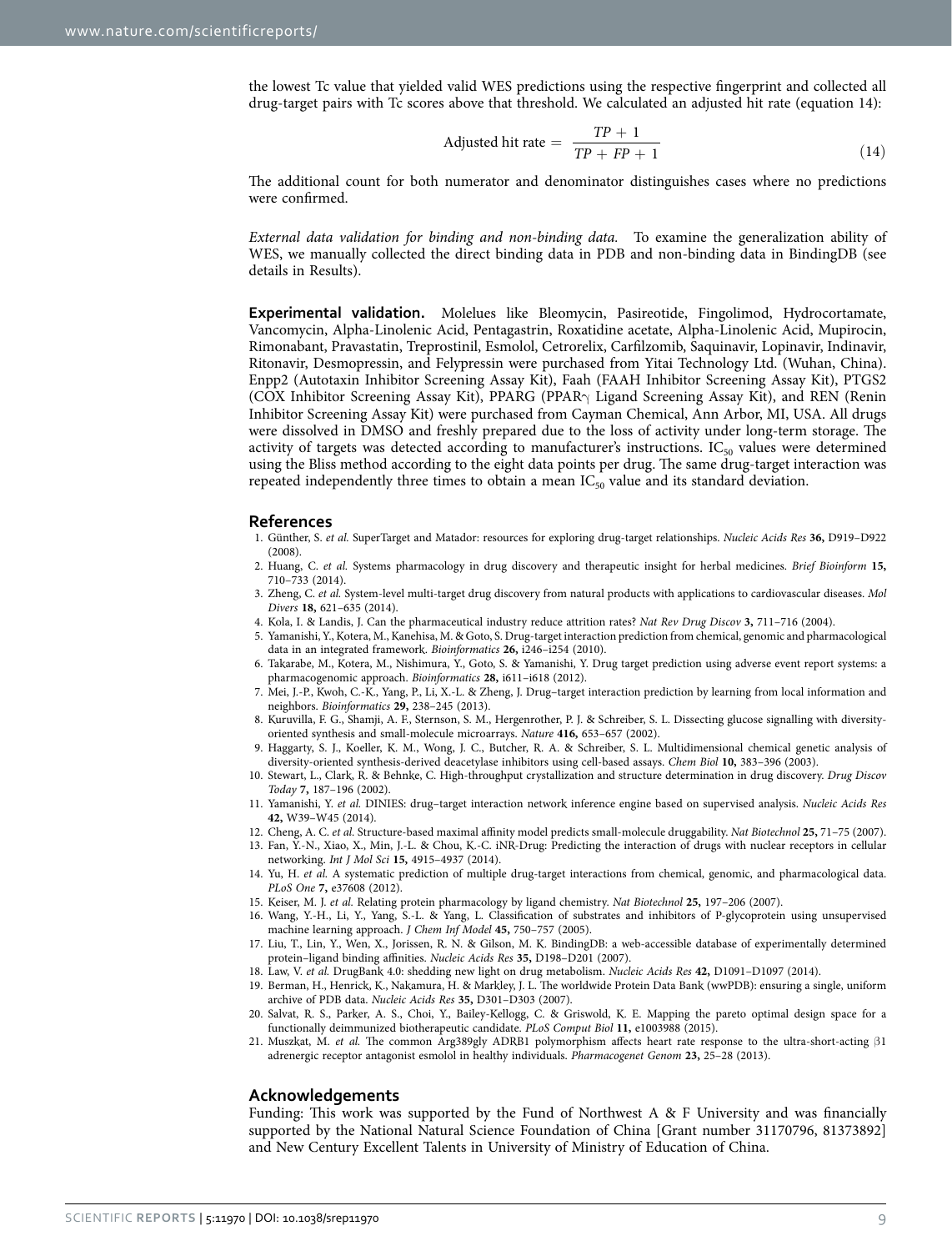the lowest Tc value that yielded valid WES predictions using the respective fingerprint and collected all drug-target pairs with Tc scores above that threshold. We calculated an adjusted hit rate (equation 14):

$$\text{Adjusted hit rate} = \frac{TP + 1}{TP + FP + 1} \tag{14}$$

The additional count for both numerator and denominator distinguishes cases where no predictions were confirmed.

*External data validation for binding and non-binding data.* To examine the generalization ability of WES, we manually collected the direct binding data in PDB and non-binding data in BindingDB (see details in Results).

**Experimental validation.** Molelues like Bleomycin, Pasireotide, Fingolimod, Hydrocortamate, Vancomycin, Alpha-Linolenic Acid, Pentagastrin, Roxatidine acetate, Alpha-Linolenic Acid, Mupirocin, Rimonabant, Pravastatin, Treprostinil, Esmolol, Cetrorelix, Carfilzomib, Saquinavir, Lopinavir, Indinavir, Ritonavir, Desmopressin, and Felypressin were purchased from Yitai Technology Ltd. (Wuhan, China). Enpp2 (Autotaxin Inhibitor Screening Assay Kit), Faah (FAAH Inhibitor Screening Assay Kit), PTGS2 (COX Inhibitor Screening Assay Kit), PPARG (PPAR$\gamma$ Ligand Screening Assay Kit), and REN (Renin Inhibitor Screening Assay Kit) were purchased from Cayman Chemical, Ann Arbor, MI, USA. All drugs were dissolved in DMSO and freshly prepared due to the loss of activity under long-term storage. The activity of targets was detected according to manufacturer's instructions. $IC_{50}$ values were determined using the Bliss method according to the eight data points per drug. The same drug-target interaction was repeated independently three times to obtain a mean $IC_{50}$ value and its standard deviation.

## References

1. Günther, S. *et al.* SuperTarget and Matador: resources for exploring drug-target relationships. *Nucleic Acids Res* **36,** D919–D922 (2008).
2. Huang, C. *et al.* Systems pharmacology in drug discovery and therapeutic insight for herbal medicines. *Brief Bioinform* **15,** 710–733 (2014).
3. Zheng, C. *et al.* System-level multi-target drug discovery from natural products with applications to cardiovascular diseases. *Mol Divers* **18,** 621–635 (2014).
4. Kola, I. & Landis, J. Can the pharmaceutical industry reduce attrition rates? *Nat Rev Drug Discov* **3,** 711–716 (2004).
5. Yamanishi, Y., Kotera, M., Kanehisa, M. & Goto, S. Drug-target interaction prediction from chemical, genomic and pharmacological data in an integrated framework. *Bioinformatics* **26,** i246–i254 (2010).
6. Takarabe, M., Kotera, M., Nishimura, Y., Goto, S. & Yamanishi, Y. Drug target prediction using adverse event report systems: a pharmacogenomic approach. *Bioinformatics* **28,** i611–i618 (2012).
7. Mei, J.-P., Kwoh, C.-K., Yang, P., Li, X.-L. & Zheng, J. Drug–target interaction prediction by learning from local information and neighbors. *Bioinformatics* **29,** 238–245 (2013).
8. Kuruvilla, F. G., Shamji, A. F., Sternson, S. M., Hergenrother, P. J. & Schreiber, S. L. Dissecting glucose signalling with diversity-oriented synthesis and small-molecule microarrays. *Nature* **416,** 653–657 (2002).
9. Haggarty, S. J., Koeller, K. M., Wong, J. C., Butcher, R. A. & Schreiber, S. L. Multidimensional chemical genetic analysis of diversity-oriented synthesis-derived deacetylase inhibitors using cell-based assays. *Chem Biol* **10,** 383–396 (2003).
10. Stewart, L., Clark, R. & Behnke, C. High-throughput crystallization and structure determination in drug discovery. *Drug Discov Today* **7,** 187–196 (2002).
11. Yamanishi, Y. *et al.* DINIES: drug–target interaction network inference engine based on supervised analysis. *Nucleic Acids Res* **42,** W39–W45 (2014).
12. Cheng, A. C. *et al.* Structure-based maximal affinity model predicts small-molecule druggability. *Nat Biotechnol* **25,** 71–75 (2007).
13. Fan, Y.-N., Xiao, X., Min, J.-L. & Chou, K.-C. iNR-Drug: Predicting the interaction of drugs with nuclear receptors in cellular networking. *Int J Mol Sci* **15,** 4915–4937 (2014).
14. Yu, H. *et al.* A systematic prediction of multiple drug-target interactions from chemical, genomic, and pharmacological data. *PLoS One* **7,** e37608 (2012).
15. Keiser, M. J. *et al.* Relating protein pharmacology by ligand chemistry. *Nat Biotechnol* **25,** 197–206 (2007).
16. Wang, Y.-H., Li, Y., Yang, S.-L. & Yang, L. Classification of substrates and inhibitors of P-glycoprotein using unsupervised machine learning approach. *J Chem Inf Model* **45,** 750–757 (2005).
17. Liu, T., Lin, Y., Wen, X., Jorissen, R. N. & Gilson, M. K. BindingDB: a web-accessible database of experimentally determined protein–ligand binding affinities. *Nucleic Acids Res* **35,** D198–D201 (2007).
18. Law, V. *et al.* DrugBank 4.0: shedding new light on drug metabolism. *Nucleic Acids Res* **42,** D1091–D1097 (2014).
19. Berman, H., Henrick, K., Nakamura, H. & Markley, J. L. The worldwide Protein Data Bank (wwPDB): ensuring a single, uniform archive of PDB data. *Nucleic Acids Res* **35,** D301–D303 (2007).
20. Salvat, R. S., Parker, A. S., Choi, Y., Bailey-Kellogg, C. & Griswold, K. E. Mapping the pareto optimal design space for a functionally deimmunized biotherapeutic candidate. *PLoS Comput Biol* **11,** e1003988 (2015).
21. Muszkat, M. *et al.* The common Arg389gly ADRB1 polymorphism affects heart rate response to the ultra-short-acting β1 adrenergic receptor antagonist esmolol in healthy individuals. *Pharmacogenet Genom* **23,** 25–28 (2013).

## Acknowledgements

Funding: This work was supported by the Fund of Northwest A & F University and was financially supported by the National Natural Science Foundation of China [Grant number 31170796, 81373892] and New Century Excellent Talents in University of Ministry of Education of China.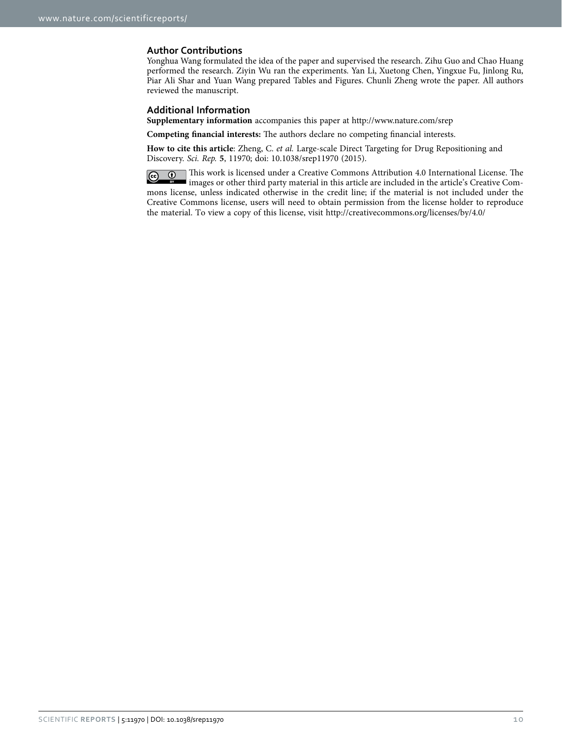## Author Contributions

Yonghua Wang formulated the idea of the paper and supervised the research. Zihu Guo and Chao Huang performed the research. Ziyin Wu ran the experiments. Yan Li, Xuetong Chen, Yingxue Fu, Jinlong Ru, Piar Ali Shar and Yuan Wang prepared Tables and Figures. Chunli Zheng wrote the paper. All authors reviewed the manuscript.

## Additional Information

**Supplementary information** accompanies this paper at http://www.nature.com/srep

**Competing financial interests:** The authors declare no competing financial interests.

**How to cite this article**: Zheng, C. *et al.* Large-scale Direct Targeting for Drug Repositioning and Discovery. *Sci. Rep.* **5**, 11970; doi: 10.1038/srep11970 (2015).

This work is licensed under a Creative Commons Attribution 4.0 International License. The images or other third party material in this article are included in the article's Creative Commons license, unless indicated otherwise in the credit line; if the material is not included under the Creative Commons license, users will need to obtain permission from the license holder to reproduce the material. To view a copy of this license, visit http://creativecommons.org/licenses/by/4.0/